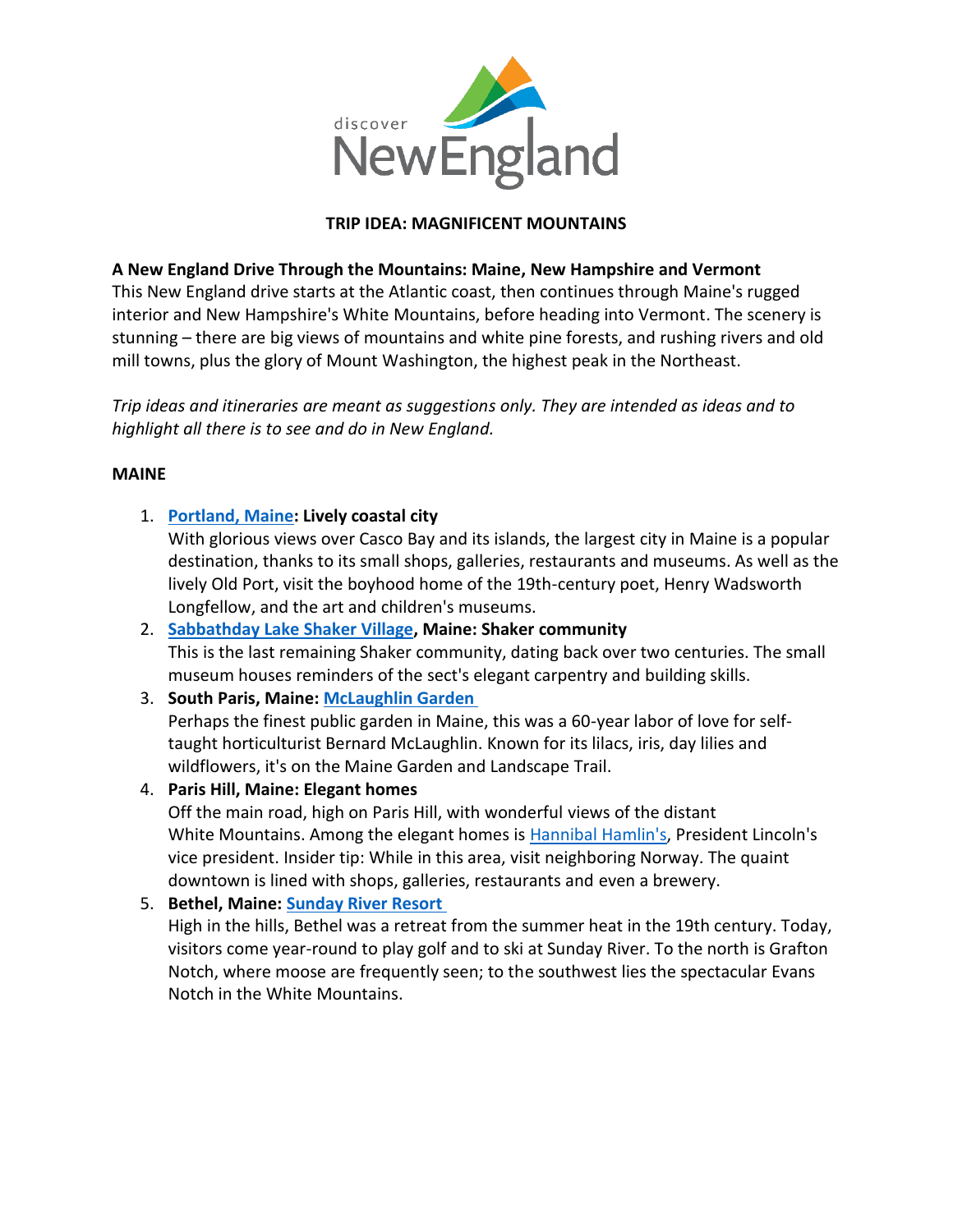discover NewEngland

# TRIP IDEA: MAGNIFICENT MOUNTAINS

## A New England Drive Through the Mountains: Maine, New Hampshire and Vermont

This New England drive starts at the Atlantic coast, then continues through Maine's rugged interior and New Hampshire's White Mountains, before heading into Vermont. The scenery is stunning – there are big views of mountains and white pine forests, and rushing rivers and old mill towns, plus the glory of Mount Washington, the highest peak in the Northeast.

*Trip ideas and itineraries are meant as suggestions only. They are intended as ideas and to highlight all there is to see and do in New England.*

### MAINE

1. **Portland, Maine: Lively coastal city**
   With glorious views over Casco Bay and its islands, the largest city in Maine is a popular destination, thanks to its small shops, galleries, restaurants and museums. As well as the lively Old Port, visit the boyhood home of the 19th-century poet, Henry Wadsworth Longfellow, and the art and children's museums.
2. **Sabbathday Lake Shaker Village, Maine: Shaker community**
   This is the last remaining Shaker community, dating back over two centuries. The small museum houses reminders of the sect's elegant carpentry and building skills.
3. **South Paris, Maine: McLaughlin Garden**
   Perhaps the finest public garden in Maine, this was a 60-year labor of love for self-taught horticulturist Bernard McLaughlin. Known for its lilacs, iris, day lilies and wildflowers, it's on the Maine Garden and Landscape Trail.
4. **Paris Hill, Maine: Elegant homes**
   Off the main road, high on Paris Hill, with wonderful views of the distant White Mountains. Among the elegant homes is Hannibal Hamlin's, President Lincoln's vice president. Insider tip: While in this area, visit neighboring Norway. The quaint downtown is lined with shops, galleries, restaurants and even a brewery.
5. **Bethel, Maine: Sunday River Resort**
   High in the hills, Bethel was a retreat from the summer heat in the 19th century. Today, visitors come year-round to play golf and to ski at Sunday River. To the north is Grafton Notch, where moose are frequently seen; to the southwest lies the spectacular Evans Notch in the White Mountains.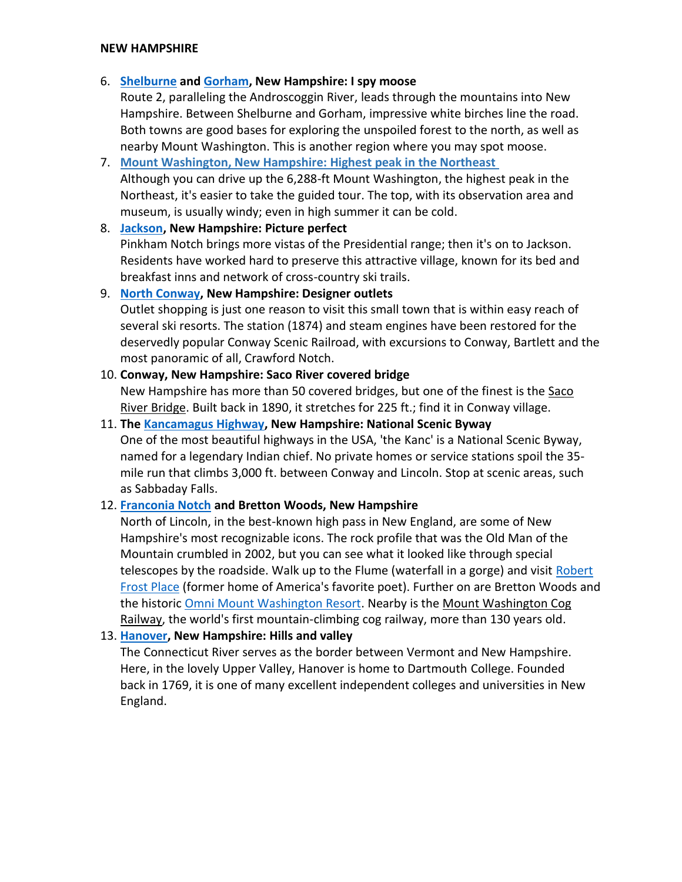**NEW HAMPSHIRE**

6. **Shelburne and Gorham, New Hampshire: I spy moose**
   Route 2, paralleling the Androscoggin River, leads through the mountains into New Hampshire. Between Shelburne and Gorham, impressive white birches line the road. Both towns are good bases for exploring the unspoiled forest to the north, as well as nearby Mount Washington. This is another region where you may spot moose.
7. **Mount Washington, New Hampshire: Highest peak in the Northeast**
   Although you can drive up the 6,288-ft Mount Washington, the highest peak in the Northeast, it's easier to take the guided tour. The top, with its observation area and museum, is usually windy; even in high summer it can be cold.
8. **Jackson, New Hampshire: Picture perfect**
   Pinkham Notch brings more vistas of the Presidential range; then it's on to Jackson. Residents have worked hard to preserve this attractive village, known for its bed and breakfast inns and network of cross-country ski trails.
9. **North Conway, New Hampshire: Designer outlets**
   Outlet shopping is just one reason to visit this small town that is within easy reach of several ski resorts. The station (1874) and steam engines have been restored for the deservedly popular Conway Scenic Railroad, with excursions to Conway, Bartlett and the most panoramic of all, Crawford Notch.
10. **Conway, New Hampshire: Saco River covered bridge**
    New Hampshire has more than 50 covered bridges, but one of the finest is the Saco River Bridge. Built back in 1890, it stretches for 225 ft.; find it in Conway village.
11. **The Kancamagus Highway, New Hampshire: National Scenic Byway**
    One of the most beautiful highways in the USA, 'the Kanc' is a National Scenic Byway, named for a legendary Indian chief. No private homes or service stations spoil the 35-mile run that climbs 3,000 ft. between Conway and Lincoln. Stop at scenic areas, such as Sabbaday Falls.
12. **Franconia Notch and Bretton Woods, New Hampshire**
    North of Lincoln, in the best-known high pass in New England, are some of New Hampshire's most recognizable icons. The rock profile that was the Old Man of the Mountain crumbled in 2002, but you can see what it looked like through special telescopes by the roadside. Walk up to the Flume (waterfall in a gorge) and visit Robert Frost Place (former home of America's favorite poet). Further on are Bretton Woods and the historic Omni Mount Washington Resort. Nearby is the Mount Washington Cog Railway, the world's first mountain-climbing cog railway, more than 130 years old.
13. **Hanover, New Hampshire: Hills and valley**
    The Connecticut River serves as the border between Vermont and New Hampshire. Here, in the lovely Upper Valley, Hanover is home to Dartmouth College. Founded back in 1769, it is one of many excellent independent colleges and universities in New England.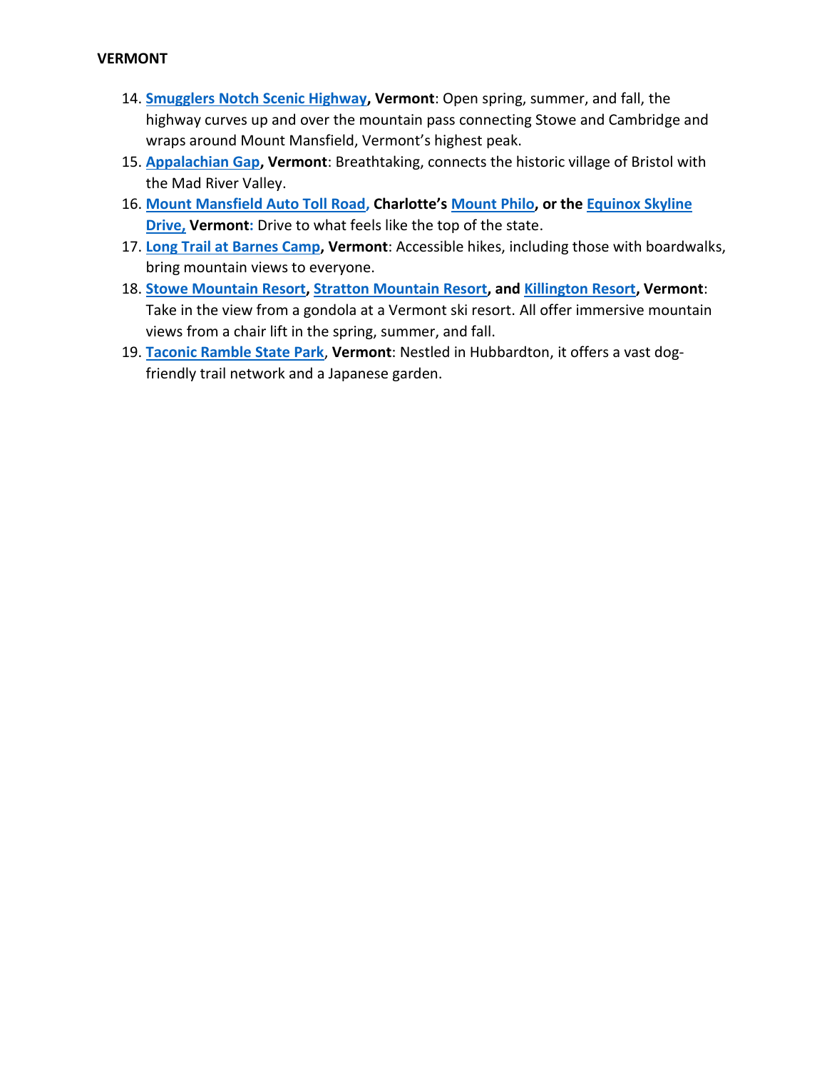**VERMONT**

14. **Smugglers Notch Scenic Highway, Vermont**: Open spring, summer, and fall, the highway curves up and over the mountain pass connecting Stowe and Cambridge and wraps around Mount Mansfield, Vermont's highest peak.
15. **Appalachian Gap, Vermont**: Breathtaking, connects the historic village of Bristol with the Mad River Valley.
16. **Mount Mansfield Auto Toll Road, Charlotte's Mount Philo, or the Equinox Skyline Drive, Vermont**: Drive to what feels like the top of the state.
17. **Long Trail at Barnes Camp, Vermont**: Accessible hikes, including those with boardwalks, bring mountain views to everyone.
18. **Stowe Mountain Resort, Stratton Mountain Resort, and Killington Resort, Vermont**: Take in the view from a gondola at a Vermont ski resort. All offer immersive mountain views from a chair lift in the spring, summer, and fall.
19. **Taconic Ramble State Park, Vermont**: Nestled in Hubbardton, it offers a vast dog-friendly trail network and a Japanese garden.